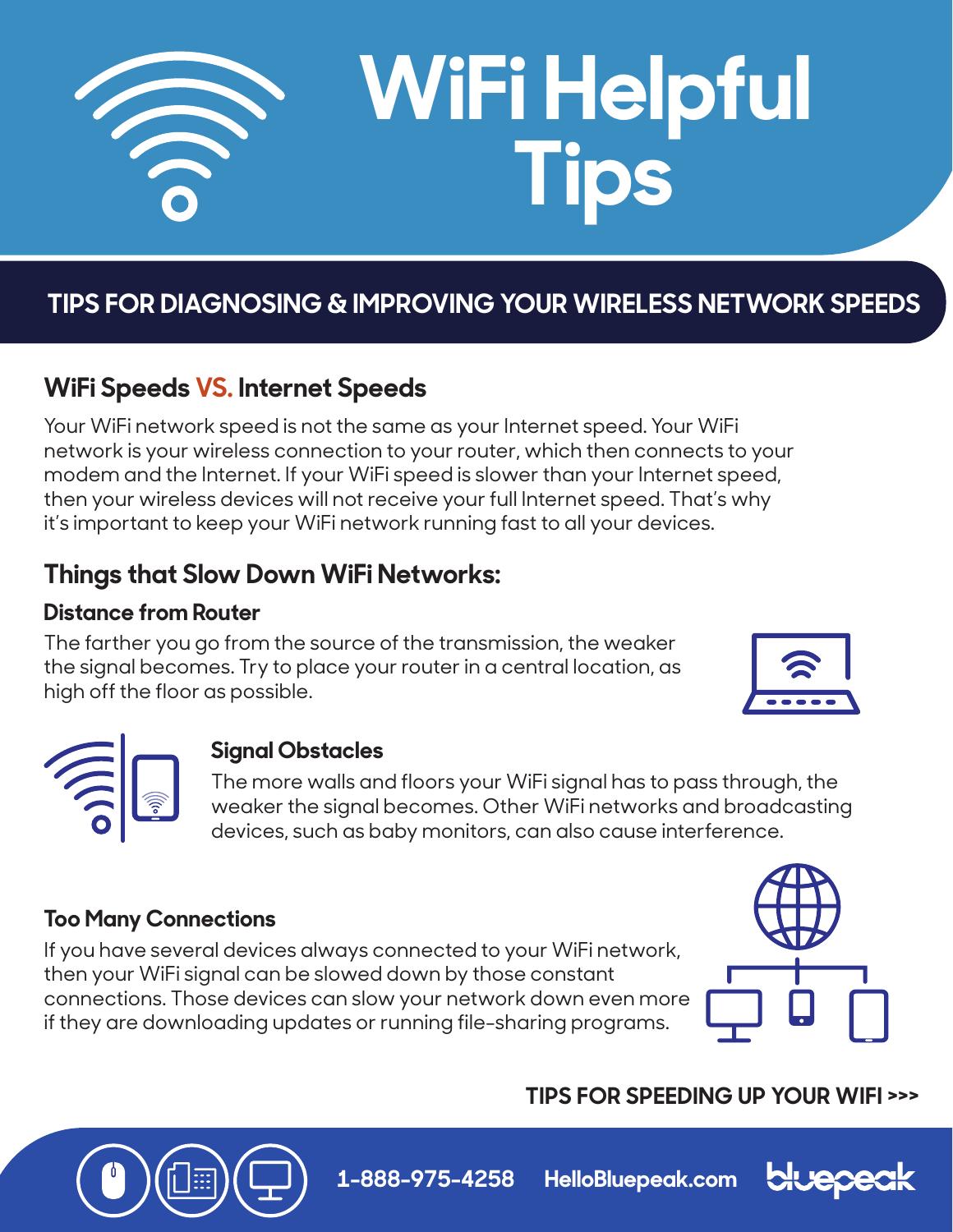# WiFi Helpful Tips

## TIPS FOR DIAGNOSING & IMPROVING YOUR WIRELESS NETWORK SPEEDS

### WiFi Speeds VS. Internet Speeds

Your WiFi network speed is not the same as your Internet speed. Your WiFi network is your wireless connection to your router, which then connects to your modem and the Internet. If your WiFi speed is slower than your Internet speed, then your wireless devices will not receive your full Internet speed. That's why it's important to keep your WiFi network running fast to all your devices.

### Things that Slow Down WiFi Networks:

#### Distance from Router

The farther you go from the source of the transmission, the weaker the signal becomes. Try to place your router in a central location, as high off the floor as possible.

#### Signal Obstacles

The more walls and floors your WiFi signal has to pass through, the weaker the signal becomes. Other WiFi networks and broadcasting devices, such as baby monitors, can also cause interference.

#### Too Many Connections

If you have several devices always connected to your WiFi network, then your WiFi signal can be slowed down by those constant connections. Those devices can slow your network down even more if they are downloading updates or running file-sharing programs.

**TIPS FOR SPEEDING UP YOUR WIFI >>>**

1-888-975-4258 HelloBluepeak.com bluepeak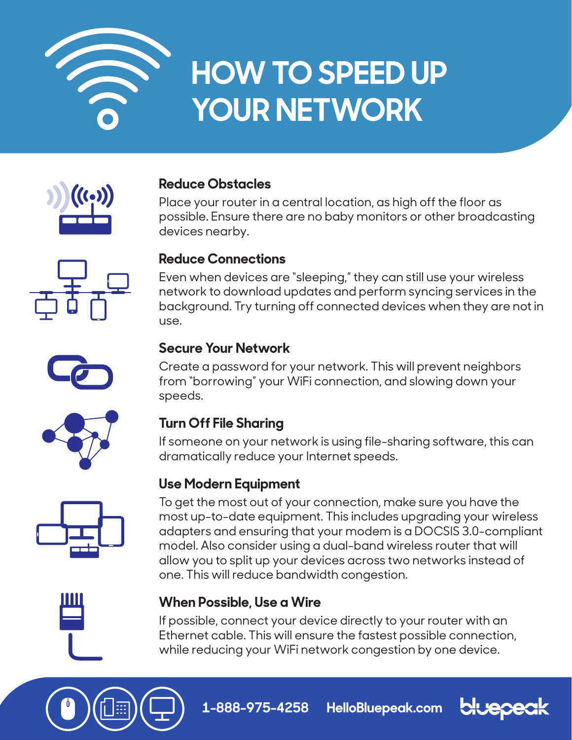# HOW TO SPEED UP YOUR NETWORK

### Reduce Obstacles

Place your router in a central location, as high off the floor as possible. Ensure there are no baby monitors or other broadcasting devices nearby.

### Reduce Connections

Even when devices are "sleeping," they can still use your wireless network to download updates and perform syncing services in the background. Try turning off connected devices when they are not in use.

### Secure Your Network

Create a password for your network. This will prevent neighbors from "borrowing" your WiFi connection, and slowing down your speeds.

### Turn Off File Sharing

If someone on your network is using file-sharing software, this can dramatically reduce your Internet speeds.

### Use Modern Equipment

To get the most out of your connection, make sure you have the most up-to-date equipment. This includes upgrading your wireless adapters and ensuring that your modem is a DOCSIS 3.0-compliant model. Also consider using a dual-band wireless router that will allow you to split up your devices across two networks instead of one. This will reduce bandwidth congestion.

### When Possible, Use a Wire

If possible, connect your device directly to your router with an Ethernet cable. This will ensure the fastest possible connection, while reducing your WiFi network congestion by one device.

1-888-975-4258 HelloBluepeak.com bluepeak